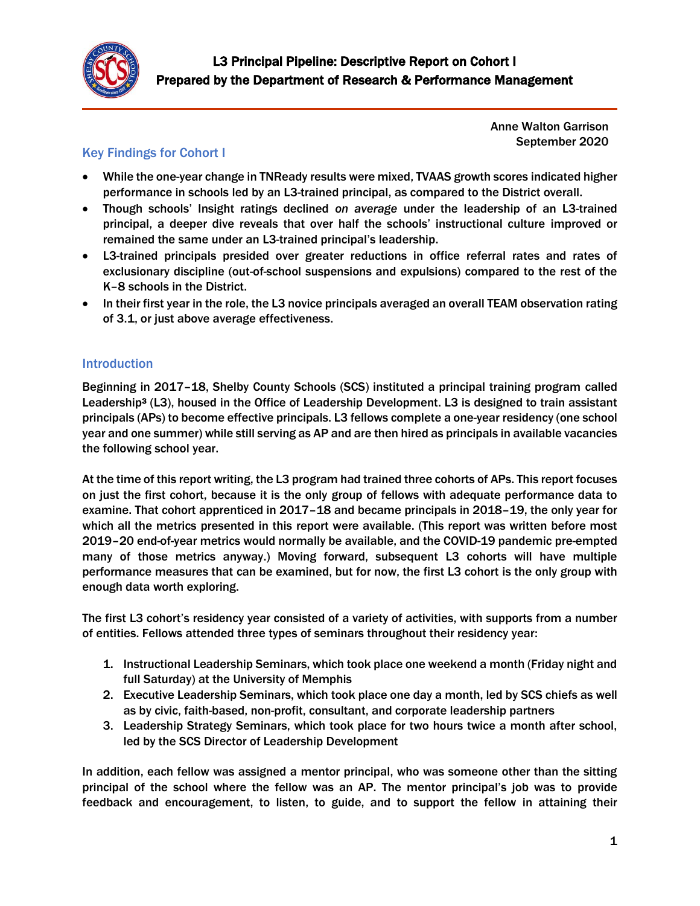# L3 Principal Pipeline: Descriptive Report on Cohort I
## Prepared by the Department of Research & Performance Management

Anne Walton Garrison
September 2020

### Key Findings for Cohort I

- While the one-year change in TNReady results were mixed, TVAAS growth scores indicated higher performance in schools led by an L3-trained principal, as compared to the District overall.
- Though schools' Insight ratings declined *on average* under the leadership of an L3-trained principal, a deeper dive reveals that over half the schools' instructional culture improved or remained the same under an L3-trained principal's leadership.
- L3-trained principals presided over greater reductions in office referral rates and rates of exclusionary discipline (out-of-school suspensions and expulsions) compared to the rest of the K–8 schools in the District.
- In their first year in the role, the L3 novice principals averaged an overall TEAM observation rating of 3.1, or just above average effectiveness.

### Introduction

Beginning in 2017–18, Shelby County Schools (SCS) instituted a principal training program called Leadership³ (L3), housed in the Office of Leadership Development. L3 is designed to train assistant principals (APs) to become effective principals. L3 fellows complete a one-year residency (one school year and one summer) while still serving as AP and are then hired as principals in available vacancies the following school year.

At the time of this report writing, the L3 program had trained three cohorts of APs. This report focuses on just the first cohort, because it is the only group of fellows with adequate performance data to examine. That cohort apprenticed in 2017–18 and became principals in 2018–19, the only year for which all the metrics presented in this report were available. (This report was written before most 2019–20 end-of-year metrics would normally be available, and the COVID-19 pandemic pre-empted many of those metrics anyway.) Moving forward, subsequent L3 cohorts will have multiple performance measures that can be examined, but for now, the first L3 cohort is the only group with enough data worth exploring.

The first L3 cohort's residency year consisted of a variety of activities, with supports from a number of entities. Fellows attended three types of seminars throughout their residency year:

1. Instructional Leadership Seminars, which took place one weekend a month (Friday night and full Saturday) at the University of Memphis
2. Executive Leadership Seminars, which took place one day a month, led by SCS chiefs as well as by civic, faith-based, non-profit, consultant, and corporate leadership partners
3. Leadership Strategy Seminars, which took place for two hours twice a month after school, led by the SCS Director of Leadership Development

In addition, each fellow was assigned a mentor principal, who was someone other than the sitting principal of the school where the fellow was an AP. The mentor principal's job was to provide feedback and encouragement, to listen, to guide, and to support the fellow in attaining their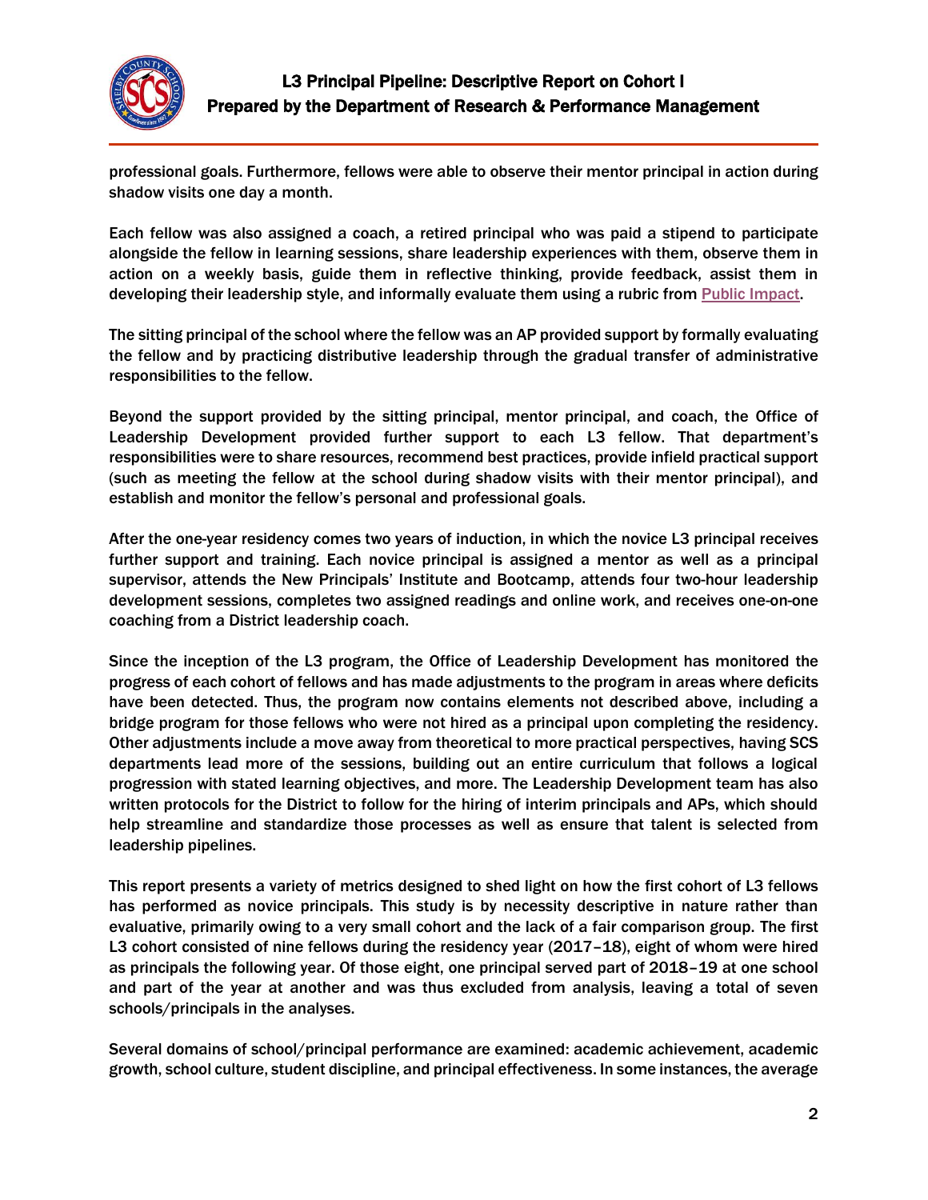professional goals. Furthermore, fellows were able to observe their mentor principal in action during shadow visits one day a month.

Each fellow was also assigned a coach, a retired principal who was paid a stipend to participate alongside the fellow in learning sessions, share leadership experiences with them, observe them in action on a weekly basis, guide them in reflective thinking, provide feedback, assist them in developing their leadership style, and informally evaluate them using a rubric from Public Impact.

The sitting principal of the school where the fellow was an AP provided support by formally evaluating the fellow and by practicing distributive leadership through the gradual transfer of administrative responsibilities to the fellow.

Beyond the support provided by the sitting principal, mentor principal, and coach, the Office of Leadership Development provided further support to each L3 fellow. That department's responsibilities were to share resources, recommend best practices, provide infield practical support (such as meeting the fellow at the school during shadow visits with their mentor principal), and establish and monitor the fellow's personal and professional goals.

After the one-year residency comes two years of induction, in which the novice L3 principal receives further support and training. Each novice principal is assigned a mentor as well as a principal supervisor, attends the New Principals' Institute and Bootcamp, attends four two-hour leadership development sessions, completes two assigned readings and online work, and receives one-on-one coaching from a District leadership coach.

Since the inception of the L3 program, the Office of Leadership Development has monitored the progress of each cohort of fellows and has made adjustments to the program in areas where deficits have been detected. Thus, the program now contains elements not described above, including a bridge program for those fellows who were not hired as a principal upon completing the residency. Other adjustments include a move away from theoretical to more practical perspectives, having SCS departments lead more of the sessions, building out an entire curriculum that follows a logical progression with stated learning objectives, and more. The Leadership Development team has also written protocols for the District to follow for the hiring of interim principals and APs, which should help streamline and standardize those processes as well as ensure that talent is selected from leadership pipelines.

This report presents a variety of metrics designed to shed light on how the first cohort of L3 fellows has performed as novice principals. This study is by necessity descriptive in nature rather than evaluative, primarily owing to a very small cohort and the lack of a fair comparison group. The first L3 cohort consisted of nine fellows during the residency year (2017–18), eight of whom were hired as principals the following year. Of those eight, one principal served part of 2018–19 at one school and part of the year at another and was thus excluded from analysis, leaving a total of seven schools/principals in the analyses.

Several domains of school/principal performance are examined: academic achievement, academic growth, school culture, student discipline, and principal effectiveness. In some instances, the average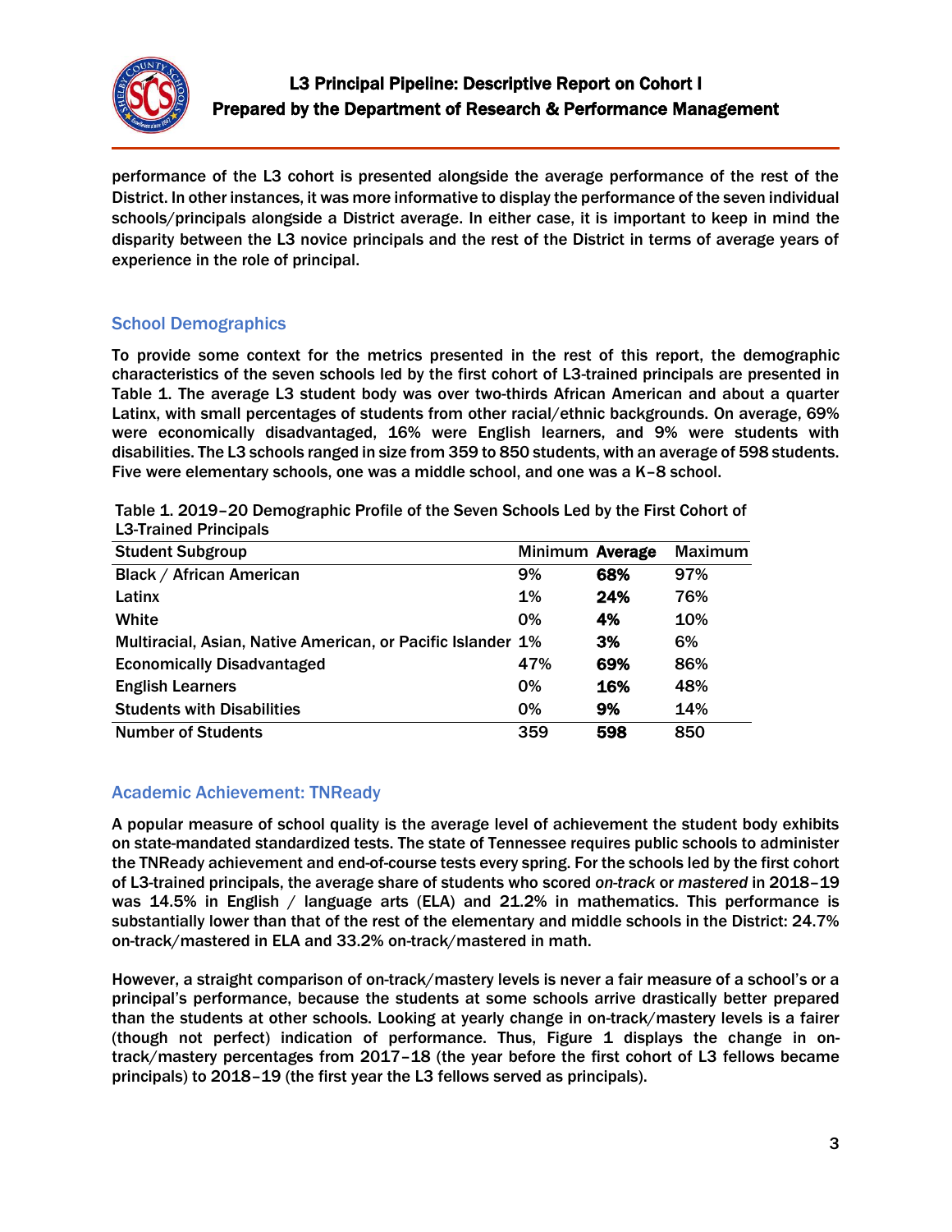performance of the L3 cohort is presented alongside the average performance of the rest of the District. In other instances, it was more informative to display the performance of the seven individual schools/principals alongside a District average. In either case, it is important to keep in mind the disparity between the L3 novice principals and the rest of the District in terms of average years of experience in the role of principal.

## School Demographics

To provide some context for the metrics presented in the rest of this report, the demographic characteristics of the seven schools led by the first cohort of L3-trained principals are presented in Table 1. The average L3 student body was over two-thirds African American and about a quarter Latinx, with small percentages of students from other racial/ethnic backgrounds. On average, 69% were economically disadvantaged, 16% were English learners, and 9% were students with disabilities. The L3 schools ranged in size from 359 to 850 students, with an average of 598 students. Five were elementary schools, one was a middle school, and one was a K–8 school.

Table 1. 2019–20 Demographic Profile of the Seven Schools Led by the First Cohort of L3-Trained Principals

| Student Subgroup | Minimum | **Average** | Maximum |
|---|---|---|---|
| Black / African American | 9% | **68%** | 97% |
| Latinx | 1% | **24%** | 76% |
| White | 0% | **4%** | 10% |
| Multiracial, Asian, Native American, or Pacific Islander | 1% | **3%** | 6% |
| Economically Disadvantaged | 47% | **69%** | 86% |
| English Learners | 0% | **16%** | 48% |
| Students with Disabilities | 0% | **9%** | 14% |
| Number of Students | 359 | **598** | 850 |

## Academic Achievement: TNReady

A popular measure of school quality is the average level of achievement the student body exhibits on state-mandated standardized tests. The state of Tennessee requires public schools to administer the TNReady achievement and end-of-course tests every spring. For the schools led by the first cohort of L3-trained principals, the average share of students who scored *on-track* or *mastered* in 2018–19 was 14.5% in English / language arts (ELA) and 21.2% in mathematics. This performance is substantially lower than that of the rest of the elementary and middle schools in the District: 24.7% on-track/mastered in ELA and 33.2% on-track/mastered in math.

However, a straight comparison of on-track/mastery levels is never a fair measure of a school's or a principal's performance, because the students at some schools arrive drastically better prepared than the students at other schools. Looking at yearly change in on-track/mastery levels is a fairer (though not perfect) indication of performance. Thus, Figure 1 displays the change in on-track/mastery percentages from 2017–18 (the year before the first cohort of L3 fellows became principals) to 2018–19 (the first year the L3 fellows served as principals).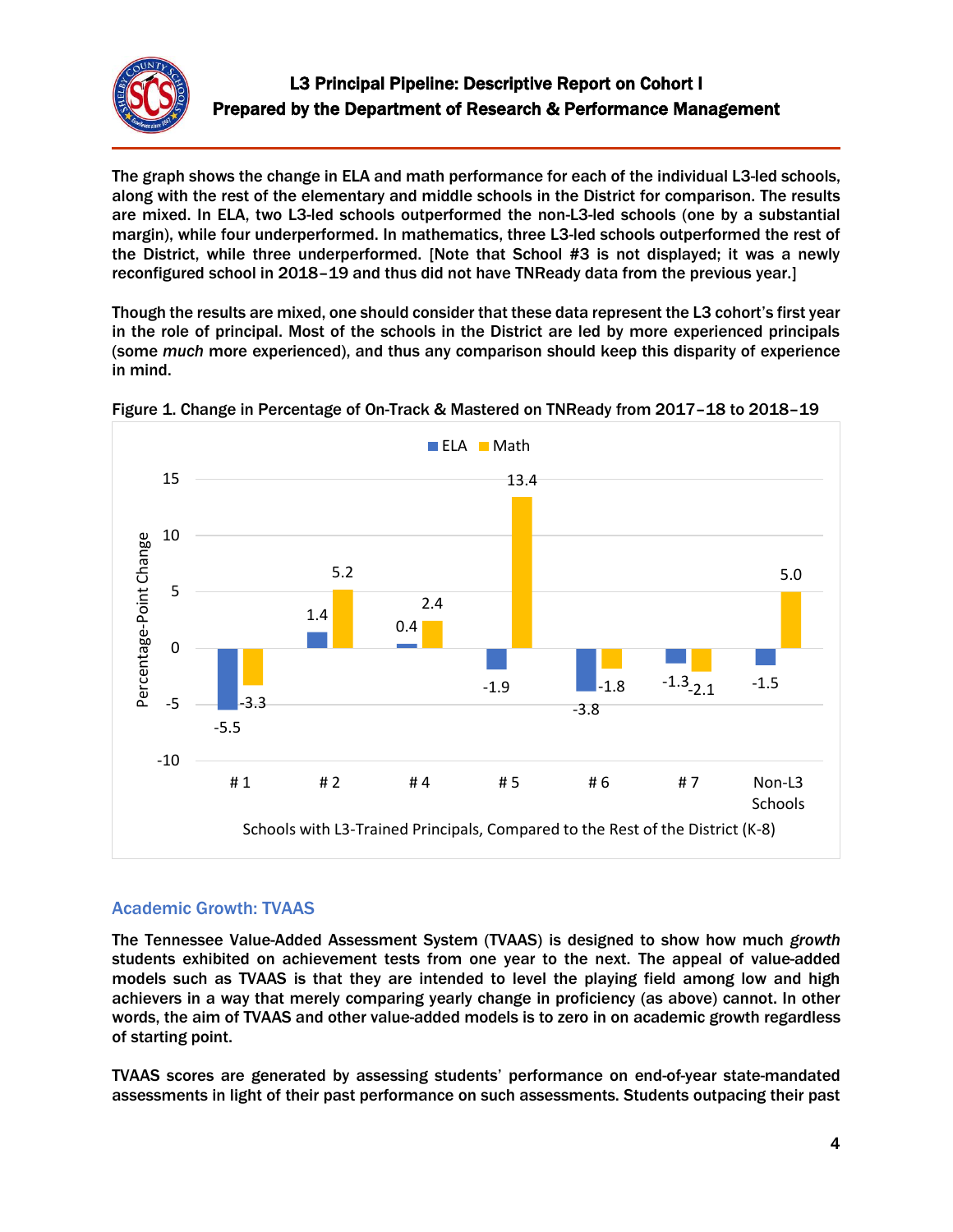The graph shows the change in ELA and math performance for each of the individual L3-led schools, along with the rest of the elementary and middle schools in the District for comparison. The results are mixed. In ELA, two L3-led schools outperformed the non-L3-led schools (one by a substantial margin), while four underperformed. In mathematics, three L3-led schools outperformed the rest of the District, while three underperformed. [Note that School #3 is not displayed; it was a newly reconfigured school in 2018–19 and thus did not have TNReady data from the previous year.]

Though the results are mixed, one should consider that these data represent the L3 cohort's first year in the role of principal. Most of the schools in the District are led by more experienced principals (some *much* more experienced), and thus any comparison should keep this disparity of experience in mind.

Figure 1. Change in Percentage of On-Track & Mastered on TNReady from 2017–18 to 2018–19

| Schools with L3-Trained Principals, Compared to the Rest of the District (K-8) | ELA | Math |
|---|---|---|
| # 1 | -5.5 | -3.3 |
| # 2 | 1.4 | 5.2 |
| # 4 | 0.4 | 2.4 |
| # 5 | -1.9 | 13.4 |
| # 6 | -3.8 | -1.8 |
| # 7 | -1.3 | -2.1 |
| Non-L3 Schools | -1.5 | 5.0 |

## Academic Growth: TVAAS

The Tennessee Value-Added Assessment System (TVAAS) is designed to show how much *growth* students exhibited on achievement tests from one year to the next. The appeal of value-added models such as TVAAS is that they are intended to level the playing field among low and high achievers in a way that merely comparing yearly change in proficiency (as above) cannot. In other words, the aim of TVAAS and other value-added models is to zero in on academic growth regardless of starting point.

TVAAS scores are generated by assessing students' performance on end-of-year state-mandated assessments in light of their past performance on such assessments. Students outpacing their past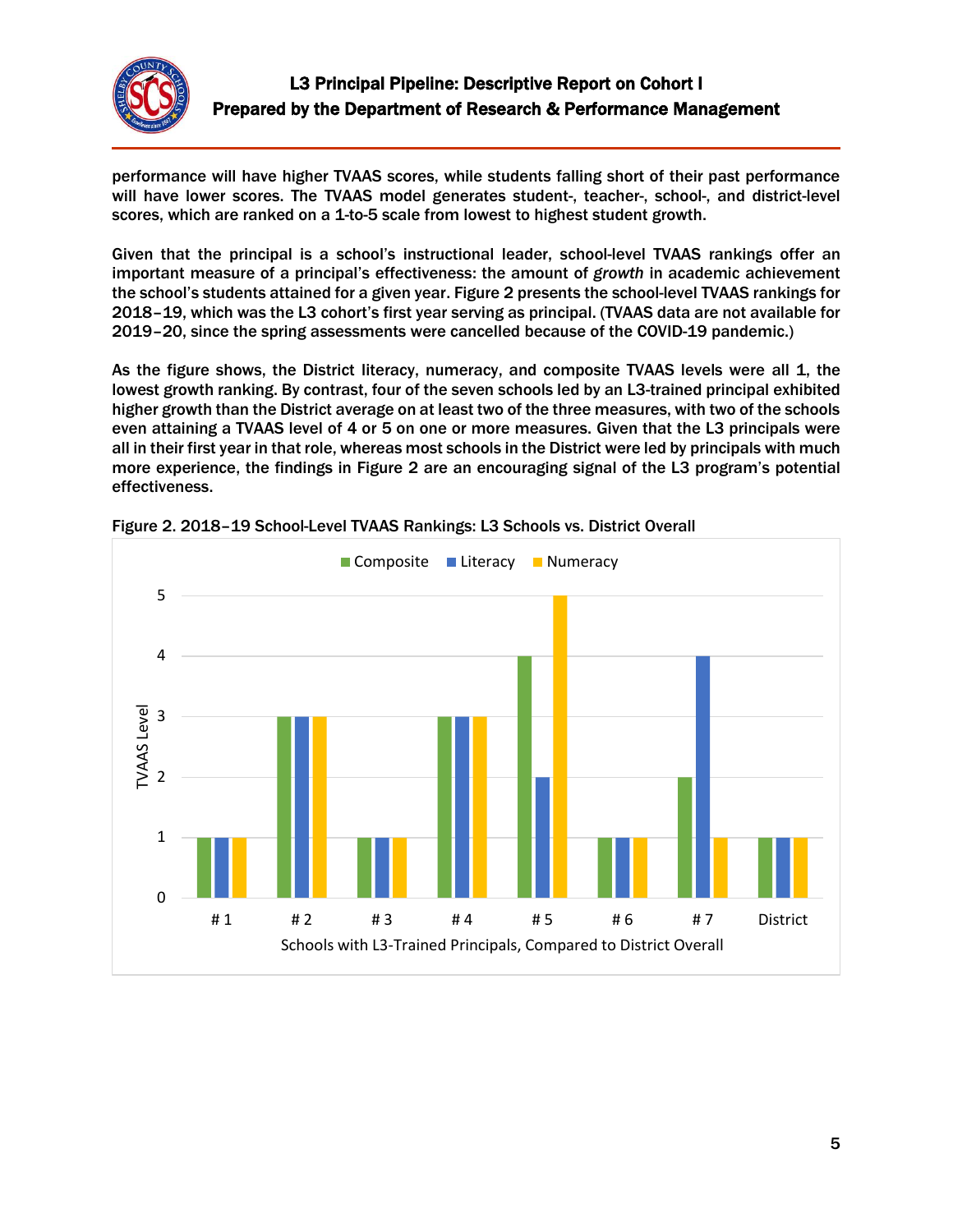performance will have higher TVAAS scores, while students falling short of their past performance will have lower scores. The TVAAS model generates student-, teacher-, school-, and district-level scores, which are ranked on a 1-to-5 scale from lowest to highest student growth.

Given that the principal is a school's instructional leader, school-level TVAAS rankings offer an important measure of a principal's effectiveness: the amount of *growth* in academic achievement the school's students attained for a given year. Figure 2 presents the school-level TVAAS rankings for 2018–19, which was the L3 cohort's first year serving as principal. (TVAAS data are not available for 2019–20, since the spring assessments were cancelled because of the COVID-19 pandemic.)

As the figure shows, the District literacy, numeracy, and composite TVAAS levels were all 1, the lowest growth ranking. By contrast, four of the seven schools led by an L3-trained principal exhibited higher growth than the District average on at least two of the three measures, with two of the schools even attaining a TVAAS level of 4 or 5 on one or more measures. Given that the L3 principals were all in their first year in that role, whereas most schools in the District were led by principals with much more experience, the findings in Figure 2 are an encouraging signal of the L3 program's potential effectiveness.

**Figure 2. 2018–19 School-Level TVAAS Rankings: L3 Schools vs. District Overall**

| Schools with L3-Trained Principals, Compared to District Overall | Composite | Literacy | Numeracy |
|---|---|---|---|
| # 1 | 1 | 1 | 1 |
| # 2 | 3 | 3 | 3 |
| # 3 | 1 | 1 | 1 |
| # 4 | 3 | 3 | 3 |
| # 5 | 4 | 2 | 5 |
| # 6 | 1 | 1 | 1 |
| # 7 | 2 | 4 | 1 |
| District | 1 | 1 | 1 |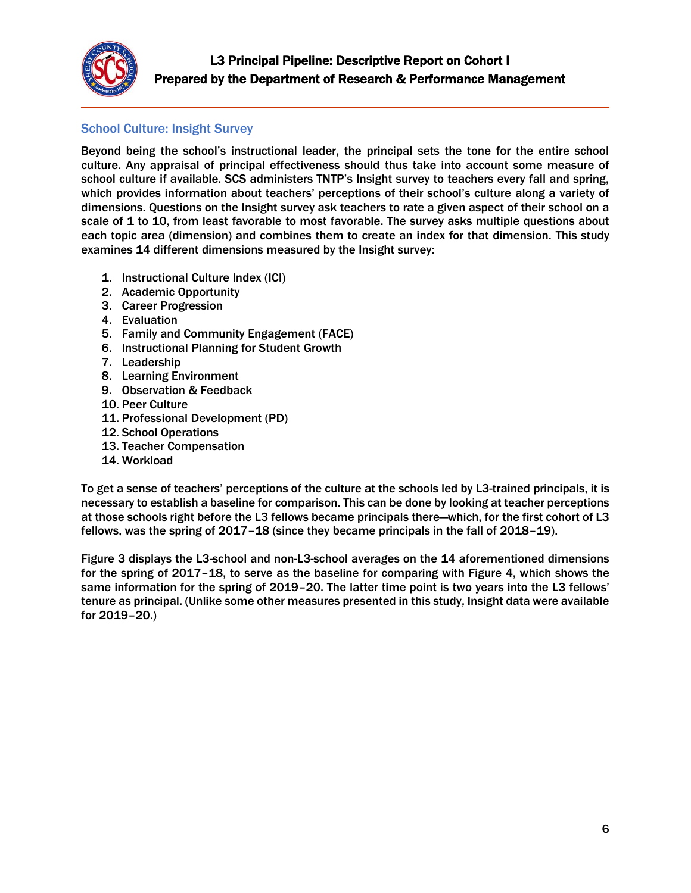## School Culture: Insight Survey

Beyond being the school's instructional leader, the principal sets the tone for the entire school culture. Any appraisal of principal effectiveness should thus take into account some measure of school culture if available. SCS administers TNTP's Insight survey to teachers every fall and spring, which provides information about teachers' perceptions of their school's culture along a variety of dimensions. Questions on the Insight survey ask teachers to rate a given aspect of their school on a scale of 1 to 10, from least favorable to most favorable. The survey asks multiple questions about each topic area (dimension) and combines them to create an index for that dimension. This study examines 14 different dimensions measured by the Insight survey:

1. Instructional Culture Index (ICI)
2. Academic Opportunity
3. Career Progression
4. Evaluation
5. Family and Community Engagement (FACE)
6. Instructional Planning for Student Growth
7. Leadership
8. Learning Environment
9. Observation & Feedback
10. Peer Culture
11. Professional Development (PD)
12. School Operations
13. Teacher Compensation
14. Workload

To get a sense of teachers' perceptions of the culture at the schools led by L3-trained principals, it is necessary to establish a baseline for comparison. This can be done by looking at teacher perceptions at those schools right before the L3 fellows became principals there—which, for the first cohort of L3 fellows, was the spring of 2017–18 (since they became principals in the fall of 2018–19).

Figure 3 displays the L3-school and non-L3-school averages on the 14 aforementioned dimensions for the spring of 2017–18, to serve as the baseline for comparing with Figure 4, which shows the same information for the spring of 2019–20. The latter time point is two years into the L3 fellows' tenure as principal. (Unlike some other measures presented in this study, Insight data were available for 2019–20.)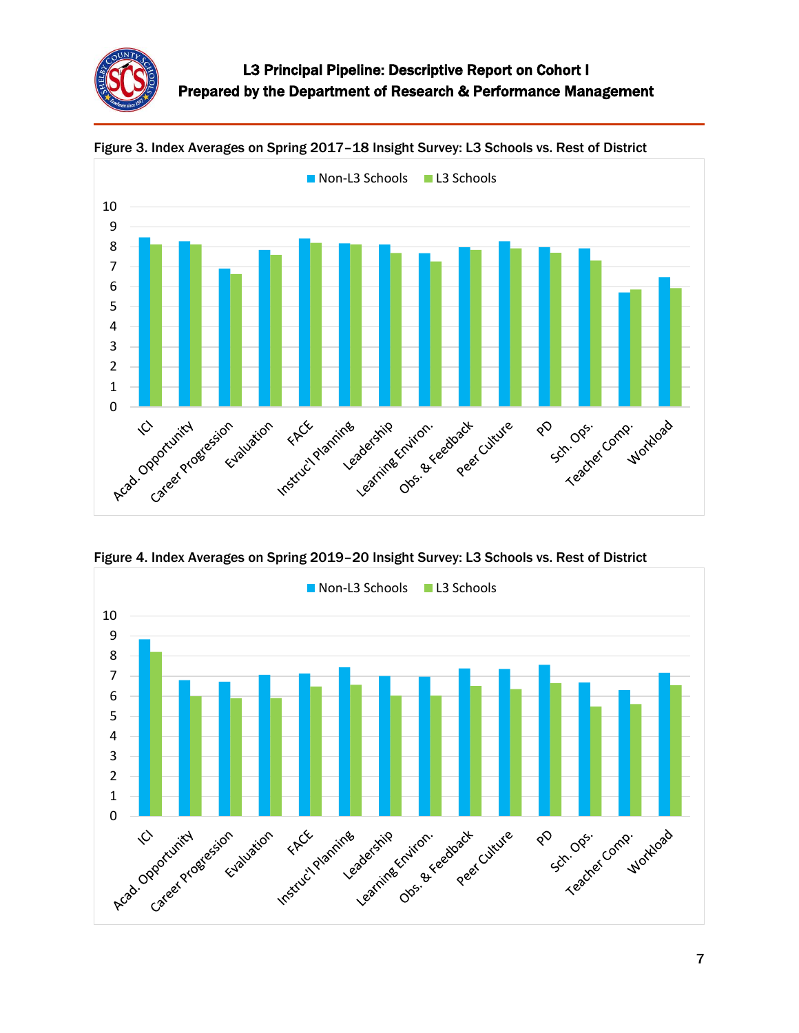Figure 3. Index Averages on Spring 2017–18 Insight Survey: L3 Schools vs. Rest of District

Figure 4. Index Averages on Spring 2019–20 Insight Survey: L3 Schools vs. Rest of District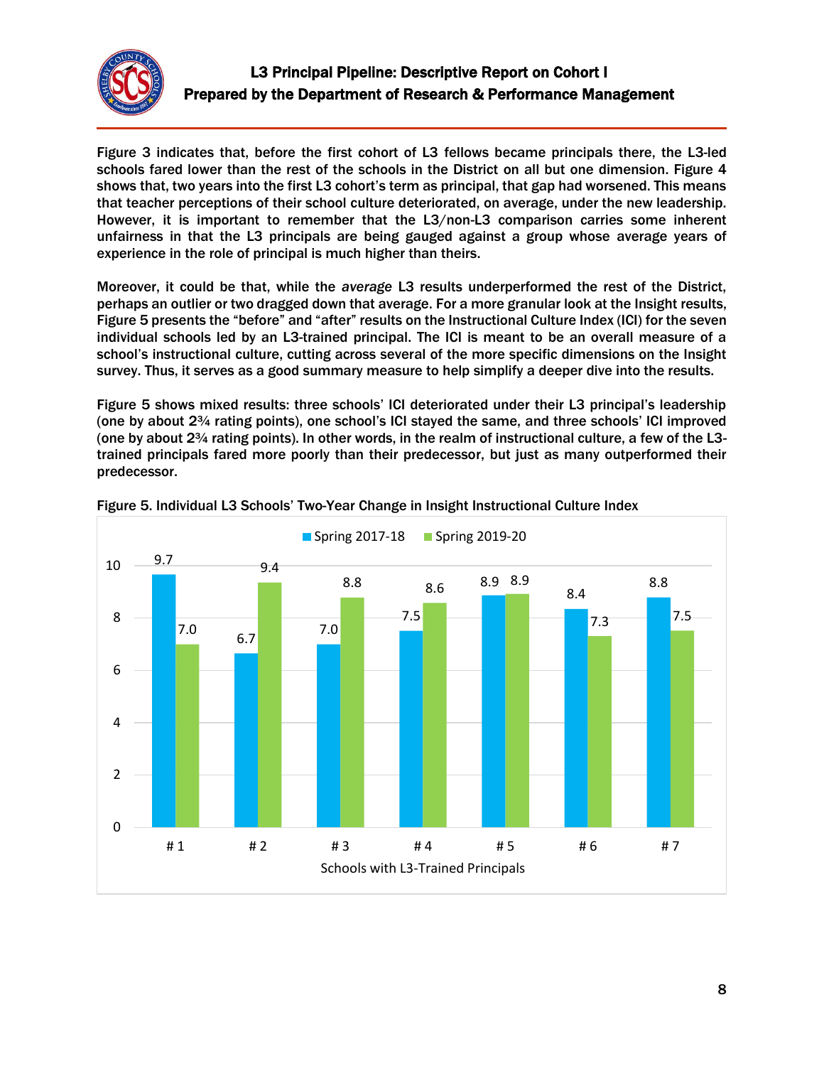Figure 3 indicates that, before the first cohort of L3 fellows became principals there, the L3-led schools fared lower than the rest of the schools in the District on all but one dimension. Figure 4 shows that, two years into the first L3 cohort's term as principal, that gap had worsened. This means that teacher perceptions of their school culture deteriorated, on average, under the new leadership. However, it is important to remember that the L3/non-L3 comparison carries some inherent unfairness in that the L3 principals are being gauged against a group whose average years of experience in the role of principal is much higher than theirs.

Moreover, it could be that, while the *average* L3 results underperformed the rest of the District, perhaps an outlier or two dragged down that average. For a more granular look at the Insight results, Figure 5 presents the "before" and "after" results on the Instructional Culture Index (ICI) for the seven individual schools led by an L3-trained principal. The ICI is meant to be an overall measure of a school's instructional culture, cutting across several of the more specific dimensions on the Insight survey. Thus, it serves as a good summary measure to help simplify a deeper dive into the results.

Figure 5 shows mixed results: three schools' ICI deteriorated under their L3 principal's leadership (one by about 2¾ rating points), one school's ICI stayed the same, and three schools' ICI improved (one by about 2¾ rating points). In other words, in the realm of instructional culture, a few of the L3-trained principals fared more poorly than their predecessor, but just as many outperformed their predecessor.

Figure 5. Individual L3 Schools' Two-Year Change in Insight Instructional Culture Index

| Schools with L3-Trained Principals | Spring 2017-18 | Spring 2019-20 |
|---|---|---|
| # 1 | 9.7 | 7.0 |
| # 2 | 6.7 | 9.4 |
| # 3 | 7.0 | 8.8 |
| # 4 | 7.5 | 8.6 |
| # 5 | 8.9 | 8.9 |
| # 6 | 8.4 | 7.3 |
| # 7 | 8.8 | 7.5 |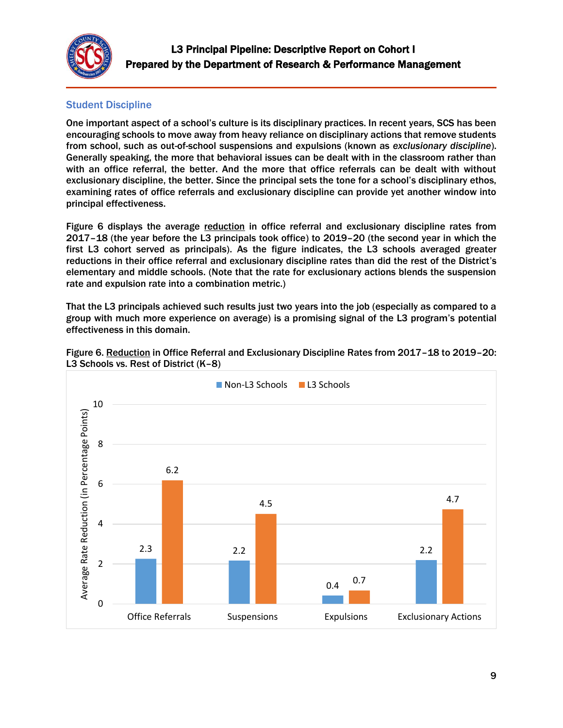## Student Discipline

One important aspect of a school's culture is its disciplinary practices. In recent years, SCS has been encouraging schools to move away from heavy reliance on disciplinary actions that remove students from school, such as out-of-school suspensions and expulsions (known as *exclusionary discipline*). Generally speaking, the more that behavioral issues can be dealt with in the classroom rather than with an office referral, the better. And the more that office referrals can be dealt with without exclusionary discipline, the better. Since the principal sets the tone for a school's disciplinary ethos, examining rates of office referrals and exclusionary discipline can provide yet another window into principal effectiveness.

Figure 6 displays the average <u>reduction</u> in office referral and exclusionary discipline rates from 2017–18 (the year before the L3 principals took office) to 2019–20 (the second year in which the first L3 cohort served as principals). As the figure indicates, the L3 schools averaged greater reductions in their office referral and exclusionary discipline rates than did the District's elementary and middle schools. (Note that the rate for exclusionary actions blends the suspension rate and expulsion rate into a combination metric.)

That the L3 principals achieved such results just two years into the job (especially as compared to a group with much more experience on average) is a promising signal of the L3 program's potential effectiveness in this domain.

**Figure 6. <u>Reduction</u> in Office Referral and Exclusionary Discipline Rates from 2017–18 to 2019–20: L3 Schools vs. Rest of District (K–8)**

| Average Rate Reduction (in Percentage Points) | Non-L3 Schools | L3 Schools |
|---|---|---|
| Office Referrals | 2.3 | 6.2 |
| Suspensions | 2.2 | 4.5 |
| Expulsions | 0.4 | 0.7 |
| Exclusionary Actions | 2.2 | 4.7 |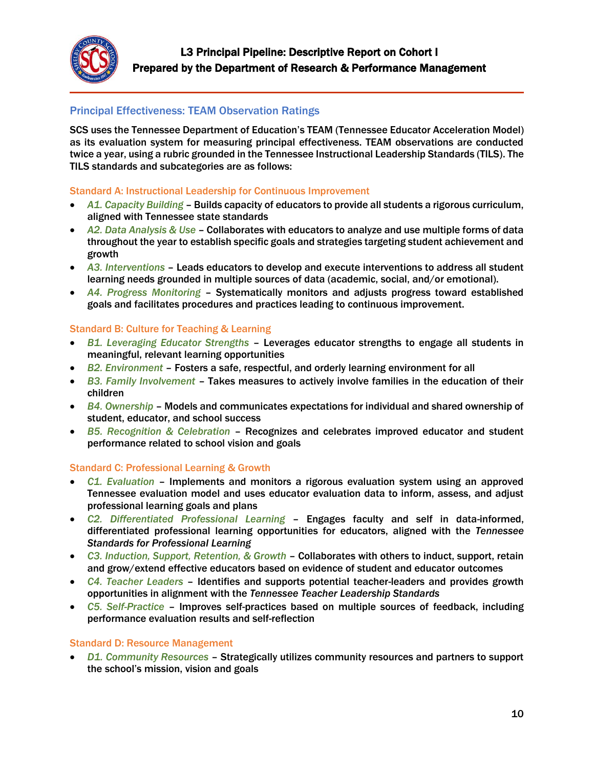## Principal Effectiveness: TEAM Observation Ratings

SCS uses the Tennessee Department of Education's TEAM (Tennessee Educator Acceleration Model) as its evaluation system for measuring principal effectiveness. TEAM observations are conducted twice a year, using a rubric grounded in the Tennessee Instructional Leadership Standards (TILS). The TILS standards and subcategories are as follows:

### Standard A: Instructional Leadership for Continuous Improvement

- *A1. Capacity Building* – Builds capacity of educators to provide all students a rigorous curriculum, aligned with Tennessee state standards
- *A2. Data Analysis & Use* – Collaborates with educators to analyze and use multiple forms of data throughout the year to establish specific goals and strategies targeting student achievement and growth
- *A3. Interventions* – Leads educators to develop and execute interventions to address all student learning needs grounded in multiple sources of data (academic, social, and/or emotional).
- *A4. Progress Monitoring* – Systematically monitors and adjusts progress toward established goals and facilitates procedures and practices leading to continuous improvement.

### Standard B: Culture for Teaching & Learning

- *B1. Leveraging Educator Strengths* – Leverages educator strengths to engage all students in meaningful, relevant learning opportunities
- *B2. Environment* – Fosters a safe, respectful, and orderly learning environment for all
- *B3. Family Involvement* – Takes measures to actively involve families in the education of their children
- *B4. Ownership* – Models and communicates expectations for individual and shared ownership of student, educator, and school success
- *B5. Recognition & Celebration* – Recognizes and celebrates improved educator and student performance related to school vision and goals

### Standard C: Professional Learning & Growth

- *C1. Evaluation* – Implements and monitors a rigorous evaluation system using an approved Tennessee evaluation model and uses educator evaluation data to inform, assess, and adjust professional learning goals and plans
- *C2. Differentiated Professional Learning* – Engages faculty and self in data-informed, differentiated professional learning opportunities for educators, aligned with the *Tennessee Standards for Professional Learning*
- *C3. Induction, Support, Retention, & Growth* – Collaborates with others to induct, support, retain and grow/extend effective educators based on evidence of student and educator outcomes
- *C4. Teacher Leaders* – Identifies and supports potential teacher-leaders and provides growth opportunities in alignment with the *Tennessee Teacher Leadership Standards*
- *C5. Self-Practice* – Improves self-practices based on multiple sources of feedback, including performance evaluation results and self-reflection

### Standard D: Resource Management

- *D1. Community Resources* – Strategically utilizes community resources and partners to support the school's mission, vision and goals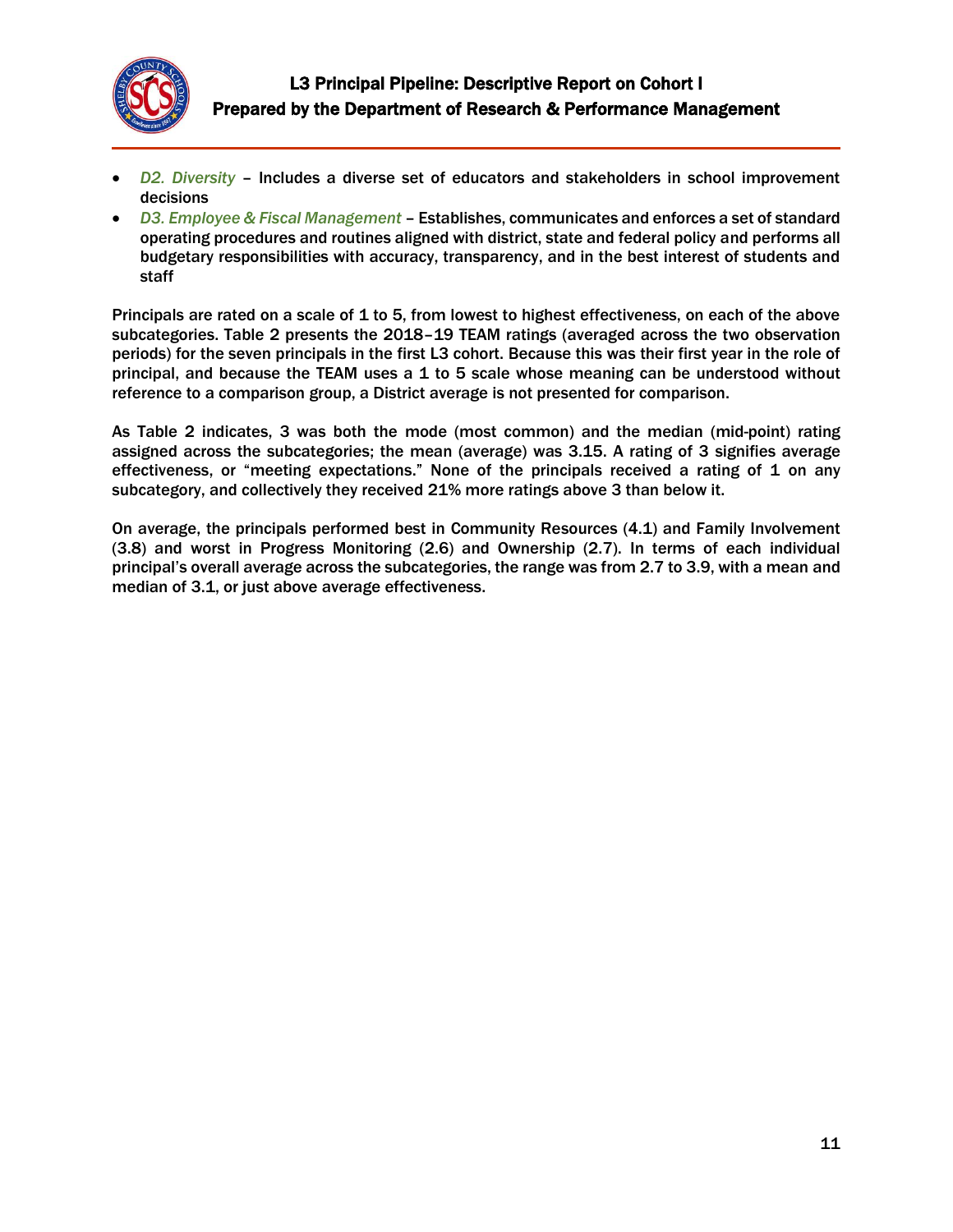- *D2. Diversity* – Includes a diverse set of educators and stakeholders in school improvement decisions
- *D3. Employee & Fiscal Management* – Establishes, communicates and enforces a set of standard operating procedures and routines aligned with district, state and federal policy and performs all budgetary responsibilities with accuracy, transparency, and in the best interest of students and staff

Principals are rated on a scale of 1 to 5, from lowest to highest effectiveness, on each of the above subcategories. Table 2 presents the 2018–19 TEAM ratings (averaged across the two observation periods) for the seven principals in the first L3 cohort. Because this was their first year in the role of principal, and because the TEAM uses a 1 to 5 scale whose meaning can be understood without reference to a comparison group, a District average is not presented for comparison.

As Table 2 indicates, 3 was both the mode (most common) and the median (mid-point) rating assigned across the subcategories; the mean (average) was 3.15. A rating of 3 signifies average effectiveness, or "meeting expectations." None of the principals received a rating of 1 on any subcategory, and collectively they received 21% more ratings above 3 than below it.

On average, the principals performed best in Community Resources (4.1) and Family Involvement (3.8) and worst in Progress Monitoring (2.6) and Ownership (2.7). In terms of each individual principal's overall average across the subcategories, the range was from 2.7 to 3.9, with a mean and median of 3.1, or just above average effectiveness.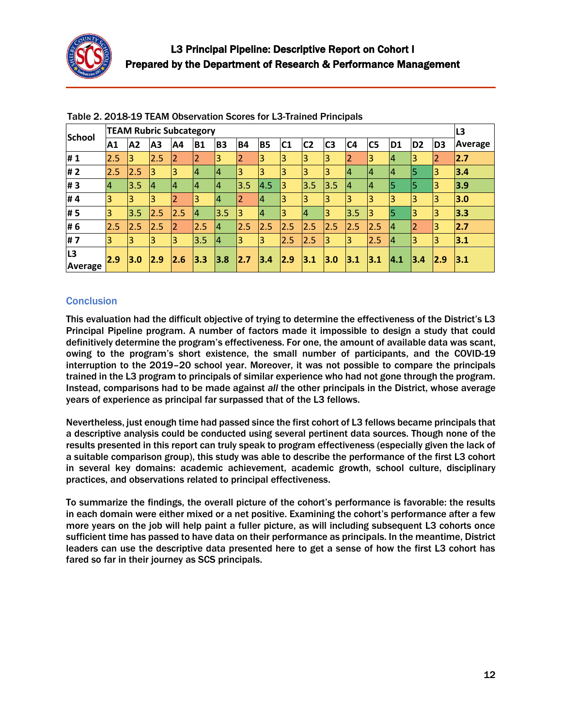Table 2. 2018-19 TEAM Observation Scores for L3-Trained Principals

| School | TEAM Rubric Subcategory | | | | | | | | | | | | | | | | L3 Average |
|---|---|---|---|---|---|---|---|---|---|---|---|---|---|---|---|---|---|
| | A1 | A2 | A3 | A4 | B1 | B3 | B4 | B5 | C1 | C2 | C3 | C4 | C5 | D1 | D2 | D3 | |
| # 1 | 2.5 | 3 | 2.5 | 2 | 2 | 3 | 2 | 3 | 3 | 3 | 3 | 2 | 3 | 4 | 3 | 2 | **2.7** |
| # 2 | 2.5 | 2.5 | 3 | 3 | 4 | 4 | 3 | 3 | 3 | 3 | 3 | 4 | 4 | 4 | 5 | 3 | **3.4** |
| # 3 | 4 | 3.5 | 4 | 4 | 4 | 4 | 3.5 | 4.5 | 3 | 3.5 | 3.5 | 4 | 4 | 5 | 5 | 3 | **3.9** |
| # 4 | 3 | 3 | 3 | 2 | 3 | 4 | 2 | 4 | 3 | 3 | 3 | 3 | 3 | 3 | 3 | 3 | **3.0** |
| # 5 | 3 | 3.5 | 2.5 | 2.5 | 4 | 3.5 | 3 | 4 | 3 | 4 | 3 | 3.5 | 3 | 5 | 3 | 3 | **3.3** |
| # 6 | 2.5 | 2.5 | 2.5 | 2 | 2.5 | 4 | 2.5 | 2.5 | 2.5 | 2.5 | 2.5 | 2.5 | 2.5 | 4 | 2 | 3 | **2.7** |
| # 7 | 3 | 3 | 3 | 3 | 3.5 | 4 | 3 | 3 | 2.5 | 2.5 | 3 | 3 | 2.5 | 4 | 3 | 3 | **3.1** |
| L3 Average | **2.9** | **3.0** | **2.9** | **2.6** | **3.3** | **3.8** | **2.7** | **3.4** | **2.9** | **3.1** | **3.0** | **3.1** | **3.1** | **4.1** | **3.4** | **2.9** | **3.1** |

## Conclusion

This evaluation had the difficult objective of trying to determine the effectiveness of the District's L3 Principal Pipeline program. A number of factors made it impossible to design a study that could definitively determine the program's effectiveness. For one, the amount of available data was scant, owing to the program's short existence, the small number of participants, and the COVID-19 interruption to the 2019–20 school year. Moreover, it was not possible to compare the principals trained in the L3 program to principals of similar experience who had not gone through the program. Instead, comparisons had to be made against *all* the other principals in the District, whose average years of experience as principal far surpassed that of the L3 fellows.

Nevertheless, just enough time had passed since the first cohort of L3 fellows became principals that a descriptive analysis could be conducted using several pertinent data sources. Though none of the results presented in this report can truly speak to program effectiveness (especially given the lack of a suitable comparison group), this study was able to describe the performance of the first L3 cohort in several key domains: academic achievement, academic growth, school culture, disciplinary practices, and observations related to principal effectiveness.

To summarize the findings, the overall picture of the cohort's performance is favorable: the results in each domain were either mixed or a net positive. Examining the cohort's performance after a few more years on the job will help paint a fuller picture, as will including subsequent L3 cohorts once sufficient time has passed to have data on their performance as principals. In the meantime, District leaders can use the descriptive data presented here to get a sense of how the first L3 cohort has fared so far in their journey as SCS principals.